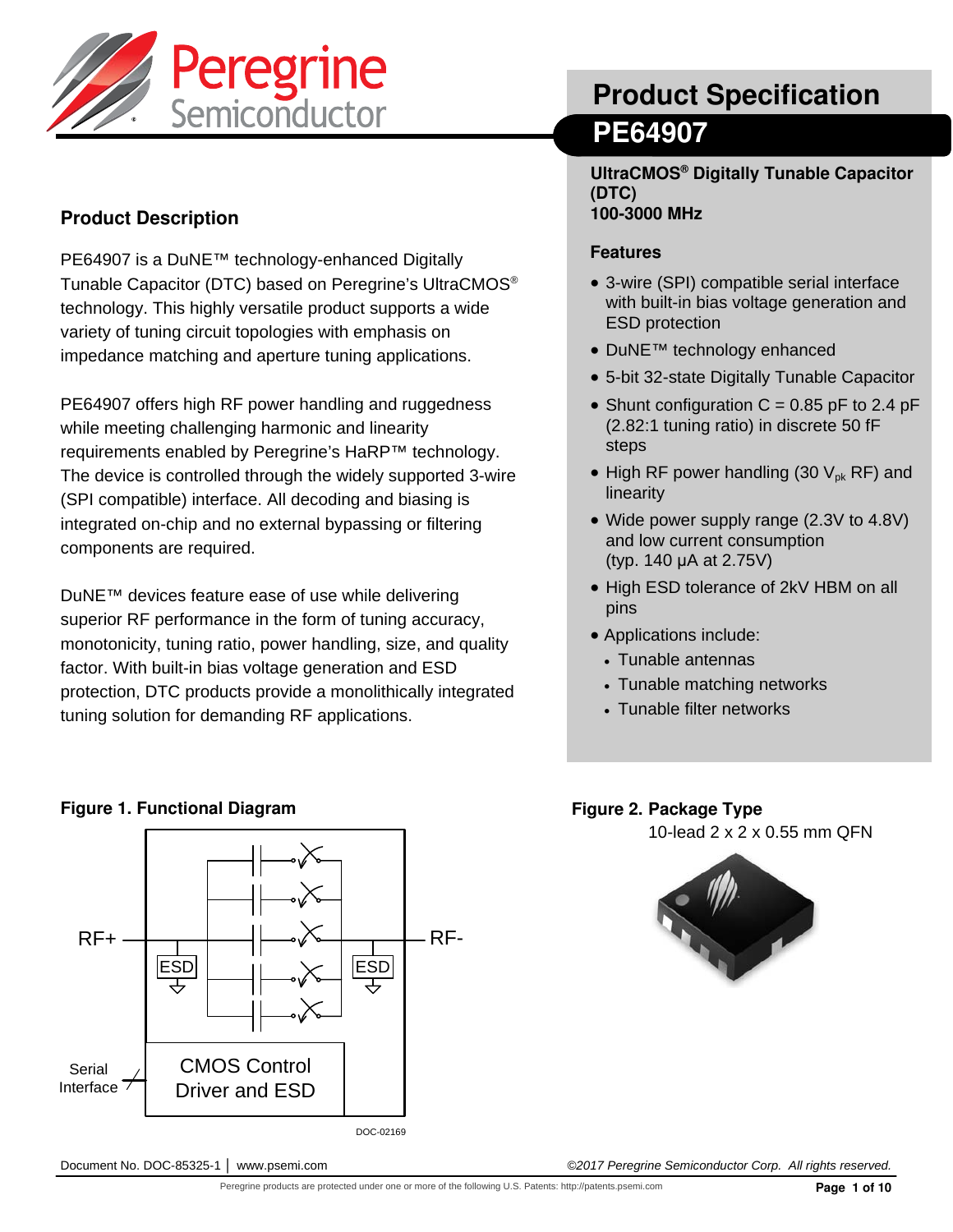# Product Specification

## PE64907

**UltraCMOS® Digitally Tunable Capacitor (DTC)**
**100-3000 MHz**

### Product Description

PE64907 is a DuNE™ technology-enhanced Digitally Tunable Capacitor (DTC) based on Peregrine's UltraCMOS® technology. This highly versatile product supports a wide variety of tuning circuit topologies with emphasis on impedance matching and aperture tuning applications.

PE64907 offers high RF power handling and ruggedness while meeting challenging harmonic and linearity requirements enabled by Peregrine's HaRP™ technology. The device is controlled through the widely supported 3-wire (SPI compatible) interface. All decoding and biasing is integrated on-chip and no external bypassing or filtering components are required.

DuNE™ devices feature ease of use while delivering superior RF performance in the form of tuning accuracy, monotonicity, tuning ratio, power handling, size, and quality factor. With built-in bias voltage generation and ESD protection, DTC products provide a monolithically integrated tuning solution for demanding RF applications.

### Features

- 3-wire (SPI) compatible serial interface with built-in bias voltage generation and ESD protection
- DuNE™ technology enhanced
- 5-bit 32-state Digitally Tunable Capacitor
- Shunt configuration C = 0.85 pF to 2.4 pF (2.82:1 tuning ratio) in discrete 50 fF steps
- High RF power handling (30 $V_{pk}$ RF) and linearity
- Wide power supply range (2.3V to 4.8V) and low current consumption (typ. 140 µA at 2.75V)
- High ESD tolerance of 2kV HBM on all pins
- Applications include:
  - Tunable antennas
  - Tunable matching networks
  - Tunable filter networks

**Figure 1. Functional Diagram**

RF+ — ESD — ESD — RF-

Serial Interface — CMOS Control Driver and ESD

DOC-02169

**Figure 2. Package Type**

10-lead 2 x 2 x 0.55 mm QFN

Document No. DOC-85325-1 | www.psemi.com

*©2017 Peregrine Semiconductor Corp. All rights reserved.*

Peregrine products are protected under one or more of the following U.S. Patents: http://patents.psemi.com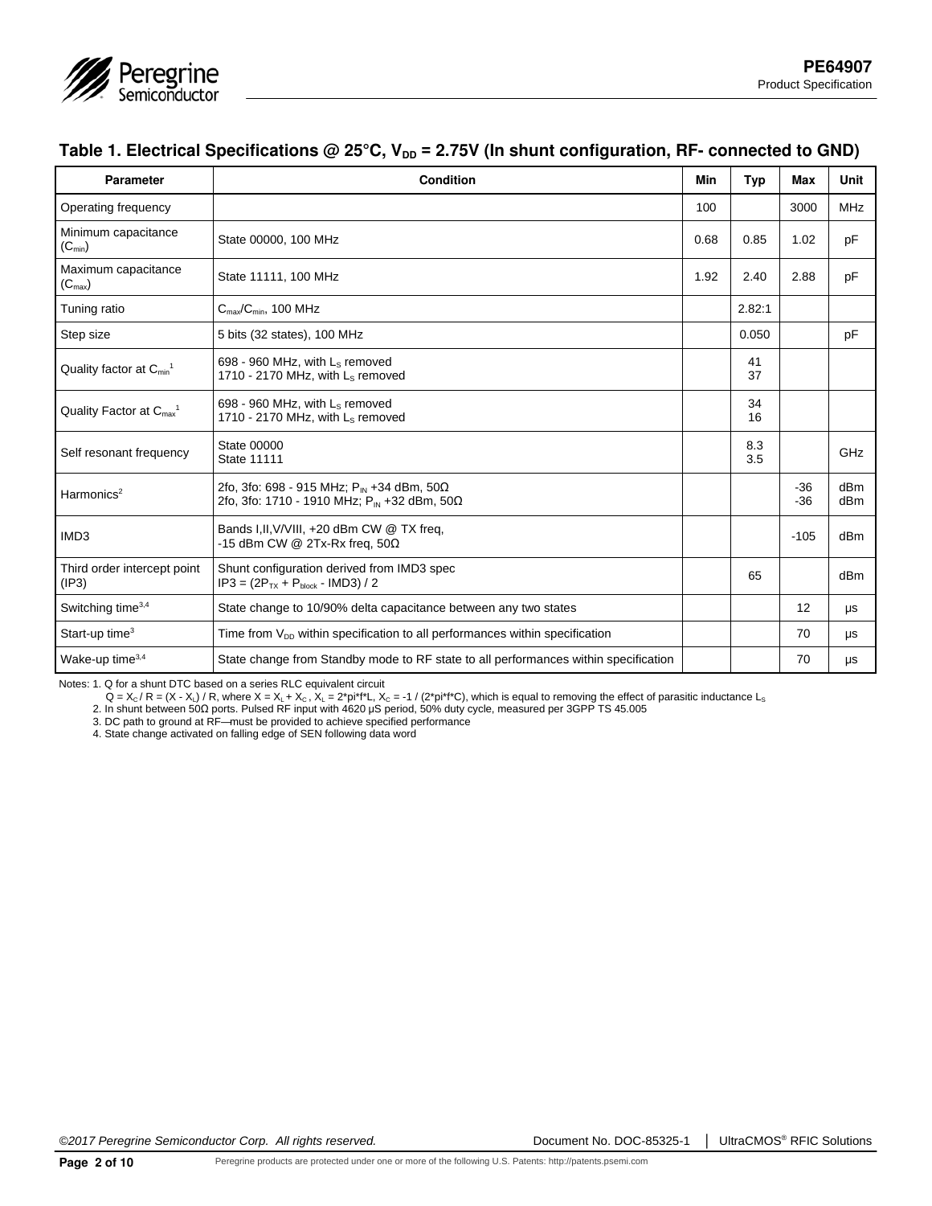## Table 1. Electrical Specifications @ 25°C, $V_{DD}$ = 2.75V (In shunt configuration, RF- connected to GND)

| Parameter | Condition | Min | Typ | Max | Unit |
|---|---|---|---|---|---|
| Operating frequency | | 100 | | 3000 | MHz |
| Minimum capacitance ($C_{min}$) | State 00000, 100 MHz | 0.68 | 0.85 | 1.02 | pF |
| Maximum capacitance ($C_{max}$) | State 11111, 100 MHz | 1.92 | 2.40 | 2.88 | pF |
| Tuning ratio | $C_{max}/C_{min}$, 100 MHz | | 2.82:1 | | |
| Step size | 5 bits (32 states), 100 MHz | | 0.050 | | pF |
| Quality factor at $C_{min}$[1] | 698 - 960 MHz, with $L_S$ removed<br>1710 - 2170 MHz, with $L_S$ removed | | 41<br>37 | | |
| Quality Factor at $C_{max}$[1] | 698 - 960 MHz, with $L_S$ removed<br>1710 - 2170 MHz, with $L_S$ removed | | 34<br>16 | | |
| Self resonant frequency | State 00000<br>State 11111 | | 8.3<br>3.5 | | GHz |
| Harmonics[2] | 2fo, 3fo: 698 - 915 MHz; $P_{IN}$ +34 dBm, 50Ω<br>2fo, 3fo: 1710 - 1910 MHz; $P_{IN}$ +32 dBm, 50Ω | | | -36<br>-36 | dBm<br>dBm |
| IMD3 | Bands I,II,V/VIII, +20 dBm CW @ TX freq,<br>-15 dBm CW @ 2Tx-Rx freq, 50Ω | | | -105 | dBm |
| Third order intercept point (IP3) | Shunt configuration derived from IMD3 spec<br>$IP3 = (2P_{TX} + P_{block} - IMD3) / 2$ | | 65 | | dBm |
| Switching time[3,4] | State change to 10/90% delta capacitance between any two states | | | 12 | µs |
| Start-up time[3] | Time from $V_{DD}$ within specification to all performances within specification | | | 70 | µs |
| Wake-up time[3,4] | State change from Standby mode to RF state to all performances within specification | | | 70 | µs |

Notes: 1. Q for a shunt DTC based on a series RLC equivalent circuit
$Q = X_C / R = (X - X_L) / R$, where $X = X_L + X_C$, $X_L = 2*pi*f*L$, $X_C = -1 / (2*pi*f*C)$, which is equal to removing the effect of parasitic inductance $L_S$
2. In shunt between 50Ω ports. Pulsed RF input with 4620 µS period, 50% duty cycle, measured per 3GPP TS 45.005
3. DC path to ground at RF—must be provided to achieve specified performance
4. State change activated on falling edge of SEN following data word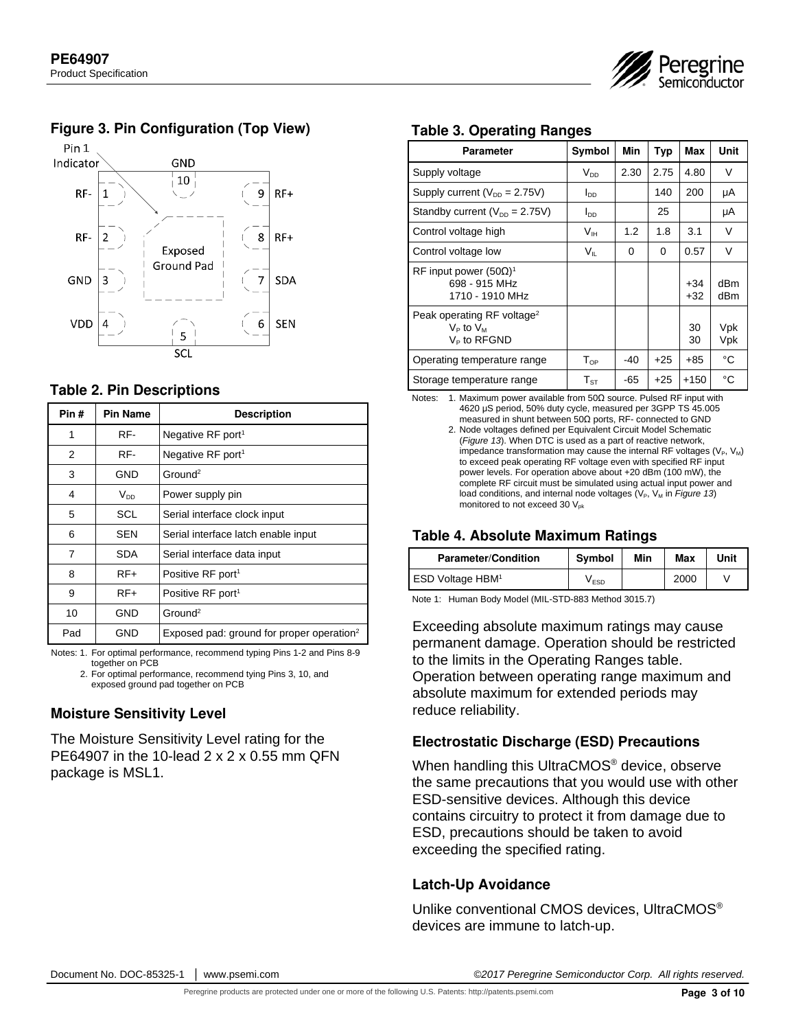### Figure 3. Pin Configuration (Top View)

Pin 1 Indicator

| Pin | Name |
|---|---|
| 1 | RF- |
| 2 | RF- |
| 3 | GND |
| 4 | VDD |
| 5 | SCL |
| 6 | SEN |
| 7 | SDA |
| 8 | RF+ |
| 9 | RF+ |
| 10 | GND |
| Center | Exposed Ground Pad |

### Table 2. Pin Descriptions

| Pin # | Pin Name | Description |
|---|---|---|
| 1 | RF- | Negative RF port[1] |
| 2 | RF- | Negative RF port[1] |
| 3 | GND | Ground[2] |
| 4 | $V_{DD}$ | Power supply pin |
| 5 | SCL | Serial interface clock input |
| 6 | SEN | Serial interface latch enable input |
| 7 | SDA | Serial interface data input |
| 8 | RF+ | Positive RF port[1] |
| 9 | RF+ | Positive RF port[1] |
| 10 | GND | Ground[2] |
| Pad | GND | Exposed pad: ground for proper operation[2] |

Notes: 1. For optimal performance, recommend typing Pins 1-2 and Pins 8-9 together on PCB
2. For optimal performance, recommend tying Pins 3, 10, and exposed ground pad together on PCB

### Moisture Sensitivity Level

The Moisture Sensitivity Level rating for the PE64907 in the 10-lead 2 x 2 x 0.55 mm QFN package is MSL1.

### Table 3. Operating Ranges

| Parameter | Symbol | Min | Typ | Max | Unit |
|---|---|---|---|---|---|
| Supply voltage | $V_{DD}$ | 2.30 | 2.75 | 4.80 | V |
| Supply current ($V_{DD}$ = 2.75V) | $I_{DD}$ | | 140 | 200 | µA |
| Standby current ($V_{DD}$ = 2.75V) | $I_{DD}$ | | 25 | | µA |
| Control voltage high | $V_{IH}$ | 1.2 | 1.8 | 3.1 | V |
| Control voltage low | $V_{IL}$ | 0 | 0 | 0.57 | V |
| RF input power (50Ω)[1]<br>698 - 915 MHz<br>1710 - 1910 MHz | | | | <br>+34<br>+32 | <br>dBm<br>dBm |
| Peak operating RF voltage[2]<br>$V_P$ to $V_M$<br>$V_P$ to RFGND | | | | <br>30<br>30 | <br>Vpk<br>Vpk |
| Operating temperature range | $T_{OP}$ | -40 | +25 | +85 | °C |
| Storage temperature range | $T_{ST}$ | -65 | +25 | +150 | °C |

Notes: 1. Maximum power available from 50Ω source. Pulsed RF input with 4620 µS period, 50% duty cycle, measured per 3GPP TS 45.005 measured in shunt between 50Ω ports, RF- connected to GND
2. Node voltages defined per Equivalent Circuit Model Schematic (*Figure 13*). When DTC is used as a part of reactive network, impedance transformation may cause the internal RF voltages ($V_P$, $V_M$) to exceed peak operating RF voltage even with specified RF input power levels. For operation above about +20 dBm (100 mW), the complete RF circuit must be simulated using actual input power and load conditions, and internal node voltages ($V_P$, $V_M$ in *Figure 13*) monitored to not exceed 30 $V_{pk}$

### Table 4. Absolute Maximum Ratings

| Parameter/Condition | Symbol | Min | Max | Unit |
|---|---|---|---|---|
| ESD Voltage HBM[1] | $V_{ESD}$ | | 2000 | V |

Note 1: Human Body Model (MIL-STD-883 Method 3015.7)

Exceeding absolute maximum ratings may cause permanent damage. Operation should be restricted to the limits in the Operating Ranges table. Operation between operating range maximum and absolute maximum for extended periods may reduce reliability.

### Electrostatic Discharge (ESD) Precautions

When handling this UltraCMOS® device, observe the same precautions that you would use with other ESD-sensitive devices. Although this device contains circuitry to protect it from damage due to ESD, precautions should be taken to avoid exceeding the specified rating.

### Latch-Up Avoidance

Unlike conventional CMOS devices, UltraCMOS® devices are immune to latch-up.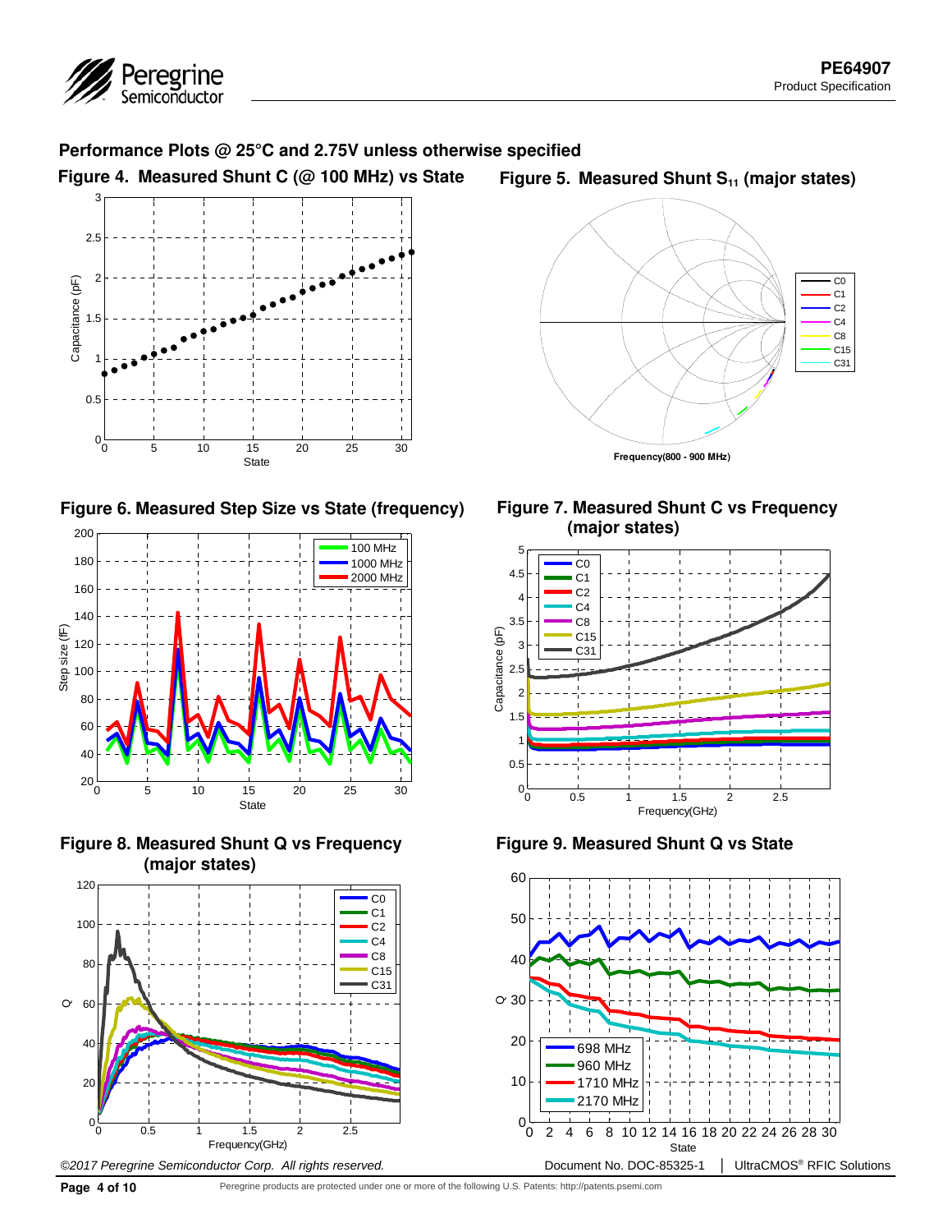## Performance Plots @ 25°C and 2.75V unless otherwise specified

**Figure 4. Measured Shunt C (@ 100 MHz) vs State**

**Figure 5. Measured Shunt $S_{11}$ (major states)**

**Figure 6. Measured Step Size vs State (frequency)**

**Figure 7. Measured Shunt C vs Frequency (major states)**

**Figure 8. Measured Shunt Q vs Frequency (major states)**

**Figure 9. Measured Shunt Q vs State**

*©2017 Peregrine Semiconductor Corp. All rights reserved.*

Document No. DOC-85325-1 | UltraCMOS® RFIC Solutions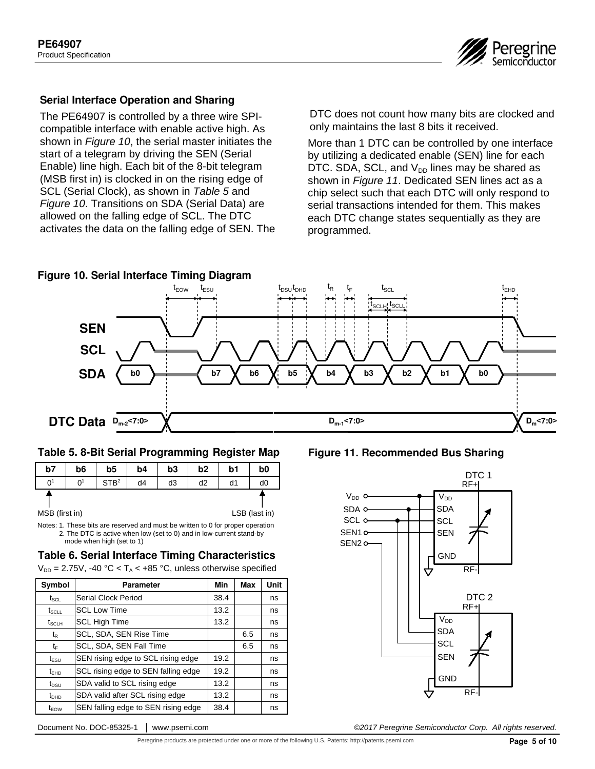## Serial Interface Operation and Sharing

The PE64907 is controlled by a three wire SPI-compatible interface with enable active high. As shown in *Figure 10*, the serial master initiates the start of a telegram by driving the SEN (Serial Enable) line high. Each bit of the 8-bit telegram (MSB first in) is clocked in on the rising edge of SCL (Serial Clock), as shown in *Table 5* and *Figure 10*. Transitions on SDA (Serial Data) are allowed on the falling edge of SCL. The DTC activates the data on the falling edge of SEN. The DTC does not count how many bits are clocked and only maintains the last 8 bits it received.

More than 1 DTC can be controlled by one interface by utilizing a dedicated enable (SEN) line for each DTC. SDA, SCL, and $V_{DD}$ lines may be shared as shown in *Figure 11*. Dedicated SEN lines act as a chip select such that each DTC will only respond to serial transactions intended for them. This makes each DTC change states sequentially as they are programmed.

**Figure 10. Serial Interface Timing Diagram**

**Table 5. 8-Bit Serial Programming Register Map**

| b7 | b6 | b5 | b4 | b3 | b2 | b1 | b0 |
|---|---|---|---|---|---|---|---|
| 0[1] | 0[1] | STB[2] | d4 | d3 | d2 | d1 | d0 |

MSB (first in) … LSB (last in)

Notes: 1. These bits are reserved and must be written to 0 for proper operation
2. The DTC is active when low (set to 0) and in low-current stand-by mode when high (set to 1)

**Table 6. Serial Interface Timing Characteristics**

$V_{DD}$ = 2.75V, -40 °C < $T_A$ < +85 °C, unless otherwise specified

| Symbol | Parameter | Min | Max | Unit |
|---|---|---|---|---|
| $t_{SCL}$ | Serial Clock Period | 38.4 | | ns |
| $t_{SCLL}$ | SCL Low Time | 13.2 | | ns |
| $t_{SCLH}$ | SCL High Time | 13.2 | | ns |
| $t_R$ | SCL, SDA, SEN Rise Time | | 6.5 | ns |
| $t_F$ | SCL, SDA, SEN Fall Time | | 6.5 | ns |
| $t_{ESU}$ | SEN rising edge to SCL rising edge | 19.2 | | ns |
| $t_{EHD}$ | SCL rising edge to SEN falling edge | 19.2 | | ns |
| $t_{DSU}$ | SDA valid to SCL rising edge | 13.2 | | ns |
| $t_{DHD}$ | SDA valid after SCL rising edge | 13.2 | | ns |
| $t_{EOW}$ | SEN falling edge to SEN rising edge | 38.4 | | ns |

**Figure 11. Recommended Bus Sharing**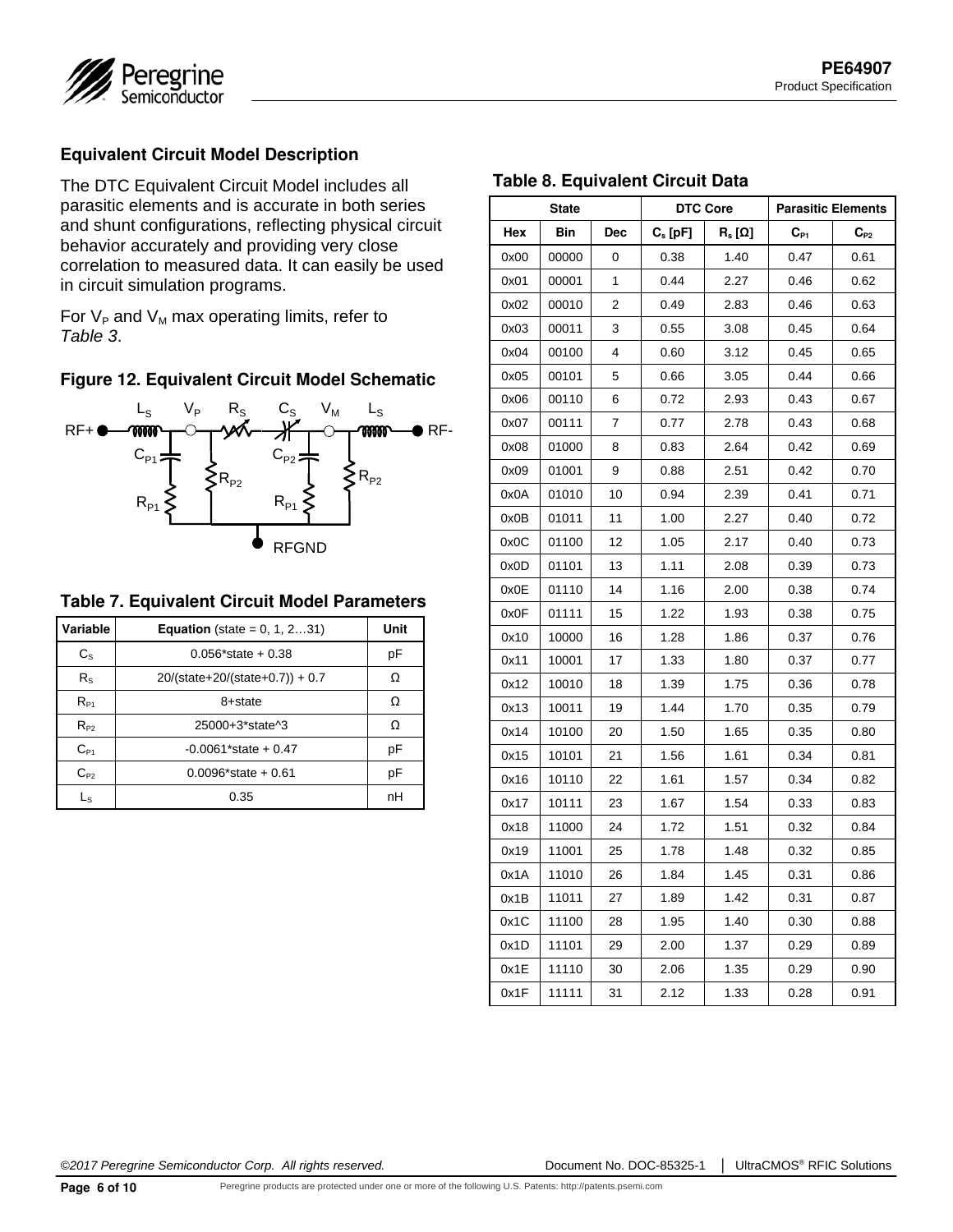## Equivalent Circuit Model Description

The DTC Equivalent Circuit Model includes all parasitic elements and is accurate in both series and shunt configurations, reflecting physical circuit behavior accurately and providing very close correlation to measured data. It can easily be used in circuit simulation programs.

For $V_P$ and $V_M$ max operating limits, refer to *Table 3*.

### Figure 12. Equivalent Circuit Model Schematic

### Table 7. Equivalent Circuit Model Parameters

| Variable | **Equation** (state = 0, 1, 2…31) | Unit |
|---|---|---|
| $C_S$ | 0.056*state + 0.38 | pF |
| $R_S$ | 20/(state+20/(state+0.7)) + 0.7 | Ω |
| $R_{P1}$ | 8+state | Ω |
| $R_{P2}$ | 25000+3*state^3 | Ω |
| $C_{P1}$ | -0.0061*state + 0.47 | pF |
| $C_{P2}$ | 0.0096*state + 0.61 | pF |
| $L_S$ | 0.35 | nH |

### Table 8. Equivalent Circuit Data

| State | | | DTC Core | | Parasitic Elements | |
|---|---|---|---|---|---|---|
| Hex | Bin | Dec | $C_s$ [pF] | $R_s$ [Ω] | $C_{P1}$ | $C_{P2}$ |
| 0x00 | 00000 | 0 | 0.38 | 1.40 | 0.47 | 0.61 |
| 0x01 | 00001 | 1 | 0.44 | 2.27 | 0.46 | 0.62 |
| 0x02 | 00010 | 2 | 0.49 | 2.83 | 0.46 | 0.63 |
| 0x03 | 00011 | 3 | 0.55 | 3.08 | 0.45 | 0.64 |
| 0x04 | 00100 | 4 | 0.60 | 3.12 | 0.45 | 0.65 |
| 0x05 | 00101 | 5 | 0.66 | 3.05 | 0.44 | 0.66 |
| 0x06 | 00110 | 6 | 0.72 | 2.93 | 0.43 | 0.67 |
| 0x07 | 00111 | 7 | 0.77 | 2.78 | 0.43 | 0.68 |
| 0x08 | 01000 | 8 | 0.83 | 2.64 | 0.42 | 0.69 |
| 0x09 | 01001 | 9 | 0.88 | 2.51 | 0.42 | 0.70 |
| 0x0A | 01010 | 10 | 0.94 | 2.39 | 0.41 | 0.71 |
| 0x0B | 01011 | 11 | 1.00 | 2.27 | 0.40 | 0.72 |
| 0x0C | 01100 | 12 | 1.05 | 2.17 | 0.40 | 0.73 |
| 0x0D | 01101 | 13 | 1.11 | 2.08 | 0.39 | 0.73 |
| 0x0E | 01110 | 14 | 1.16 | 2.00 | 0.38 | 0.74 |
| 0x0F | 01111 | 15 | 1.22 | 1.93 | 0.38 | 0.75 |
| 0x10 | 10000 | 16 | 1.28 | 1.86 | 0.37 | 0.76 |
| 0x11 | 10001 | 17 | 1.33 | 1.80 | 0.37 | 0.77 |
| 0x12 | 10010 | 18 | 1.39 | 1.75 | 0.36 | 0.78 |
| 0x13 | 10011 | 19 | 1.44 | 1.70 | 0.35 | 0.79 |
| 0x14 | 10100 | 20 | 1.50 | 1.65 | 0.35 | 0.80 |
| 0x15 | 10101 | 21 | 1.56 | 1.61 | 0.34 | 0.81 |
| 0x16 | 10110 | 22 | 1.61 | 1.57 | 0.34 | 0.82 |
| 0x17 | 10111 | 23 | 1.67 | 1.54 | 0.33 | 0.83 |
| 0x18 | 11000 | 24 | 1.72 | 1.51 | 0.32 | 0.84 |
| 0x19 | 11001 | 25 | 1.78 | 1.48 | 0.32 | 0.85 |
| 0x1A | 11010 | 26 | 1.84 | 1.45 | 0.31 | 0.86 |
| 0x1B | 11011 | 27 | 1.89 | 1.42 | 0.31 | 0.87 |
| 0x1C | 11100 | 28 | 1.95 | 1.40 | 0.30 | 0.88 |
| 0x1D | 11101 | 29 | 2.00 | 1.37 | 0.29 | 0.89 |
| 0x1E | 11110 | 30 | 2.06 | 1.35 | 0.29 | 0.90 |
| 0x1F | 11111 | 31 | 2.12 | 1.33 | 0.28 | 0.91 |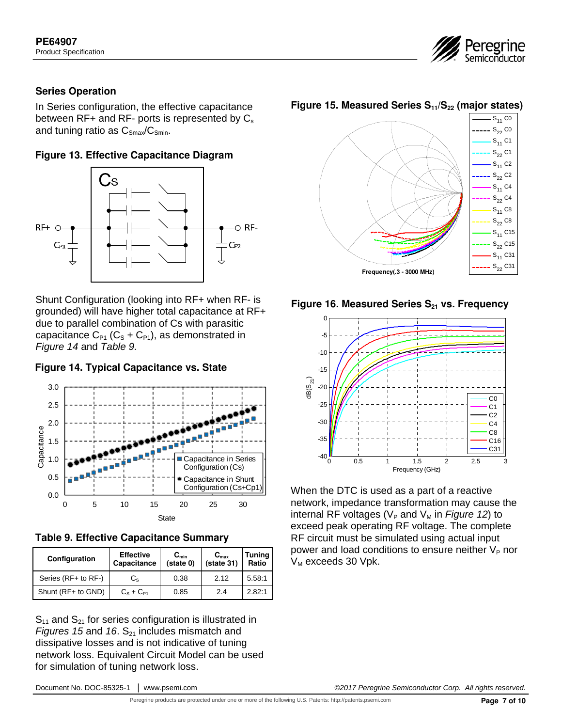## Series Operation

In Series configuration, the effective capacitance between RF+ and RF- ports is represented by $C_s$ and tuning ratio as $C_{Smax}/C_{Smin}$.

**Figure 13. Effective Capacitance Diagram**

Shunt Configuration (looking into RF+ when RF- is grounded) will have higher total capacitance at RF+ due to parallel combination of Cs with parasitic capacitance $C_{P1}$ ($C_S + C_{P1}$), as demonstrated in *Figure 14* and *Table 9.*

**Figure 14. Typical Capacitance vs. State**

**Table 9. Effective Capacitance Summary**

| Configuration | Effective Capacitance | $C_{min}$ (state 0) | $C_{max}$ (state 31) | Tuning Ratio |
|---|---|---|---|---|
| Series (RF+ to RF-) | $C_S$ | 0.38 | 2.12 | 5.58:1 |
| Shunt (RF+ to GND) | $C_S + C_{P1}$ | 0.85 | 2.4 | 2.82:1 |

$S_{11}$ and $S_{21}$ for series configuration is illustrated in *Figures 15* and *16*. $S_{21}$ includes mismatch and dissipative losses and is not indicative of tuning network loss. Equivalent Circuit Model can be used for simulation of tuning network loss.

**Figure 15. Measured Series $S_{11}/S_{22}$ (major states)**

**Figure 16. Measured Series $S_{21}$ vs. Frequency**

When the DTC is used as a part of a reactive network, impedance transformation may cause the internal RF voltages ($V_P$ and $V_M$ in *Figure 12*) to exceed peak operating RF voltage. The complete RF circuit must be simulated using actual input power and load conditions to ensure neither $V_P$ nor $V_M$ exceeds 30 Vpk.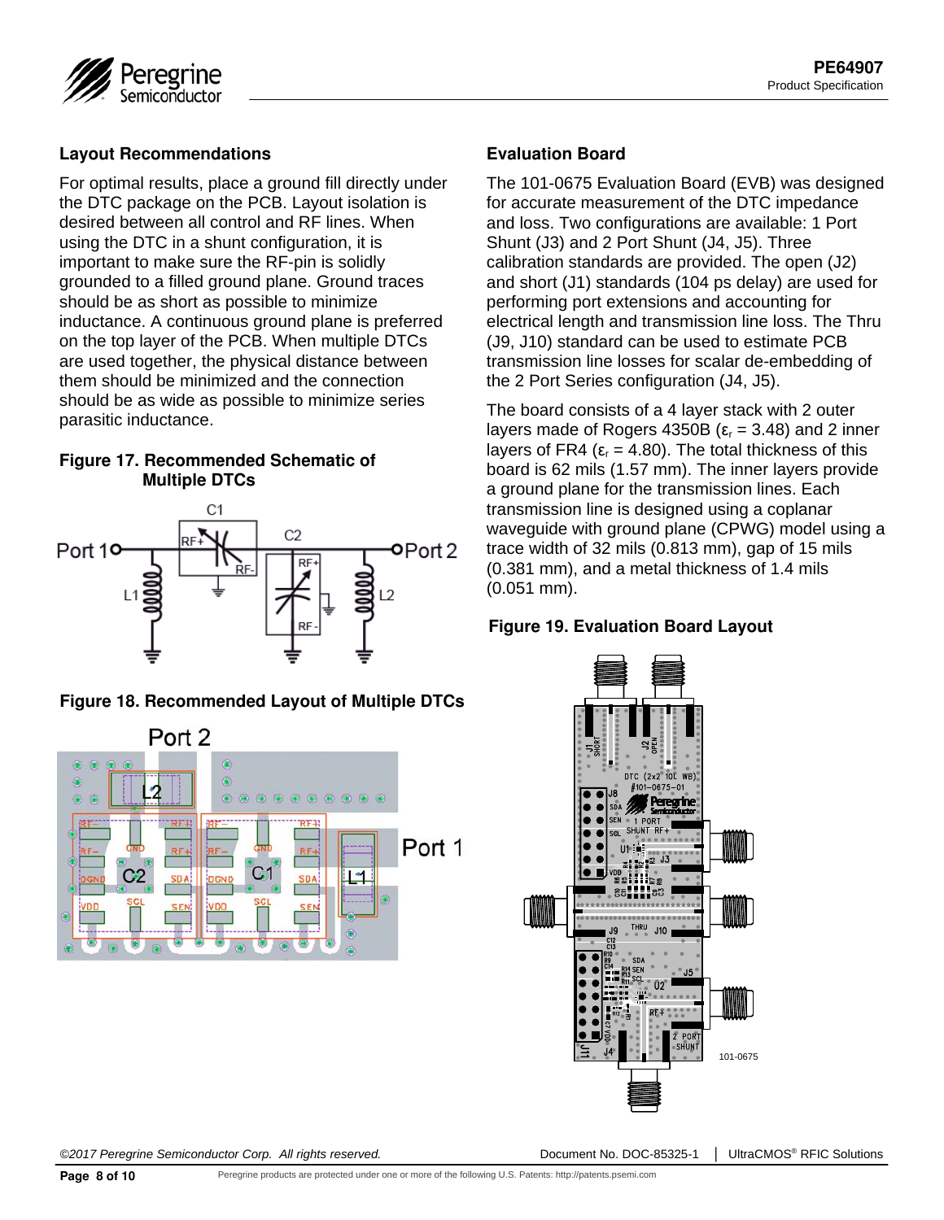## Layout Recommendations

For optimal results, place a ground fill directly under the DTC package on the PCB. Layout isolation is desired between all control and RF lines. When using the DTC in a shunt configuration, it is important to make sure the RF-pin is solidly grounded to a filled ground plane. Ground traces should be as short as possible to minimize inductance. A continuous ground plane is preferred on the top layer of the PCB. When multiple DTCs are used together, the physical distance between them should be minimized and the connection should be as wide as possible to minimize series parasitic inductance.

**Figure 17. Recommended Schematic of Multiple DTCs**

**Figure 18. Recommended Layout of Multiple DTCs**

## Evaluation Board

The 101-0675 Evaluation Board (EVB) was designed for accurate measurement of the DTC impedance and loss. Two configurations are available: 1 Port Shunt (J3) and 2 Port Shunt (J4, J5). Three calibration standards are provided. The open (J2) and short (J1) standards (104 ps delay) are used for performing port extensions and accounting for electrical length and transmission line loss. The Thru (J9, J10) standard can be used to estimate PCB transmission line losses for scalar de-embedding of the 2 Port Series configuration (J4, J5).

The board consists of a 4 layer stack with 2 outer layers made of Rogers 4350B ($\varepsilon_r$ = 3.48) and 2 inner layers of FR4 ($\varepsilon_r$ = 4.80). The total thickness of this board is 62 mils (1.57 mm). The inner layers provide a ground plane for the transmission lines. Each transmission line is designed using a coplanar waveguide with ground plane (CPWG) model using a trace width of 32 mils (0.813 mm), gap of 15 mils (0.381 mm), and a metal thickness of 1.4 mils (0.051 mm).

**Figure 19. Evaluation Board Layout**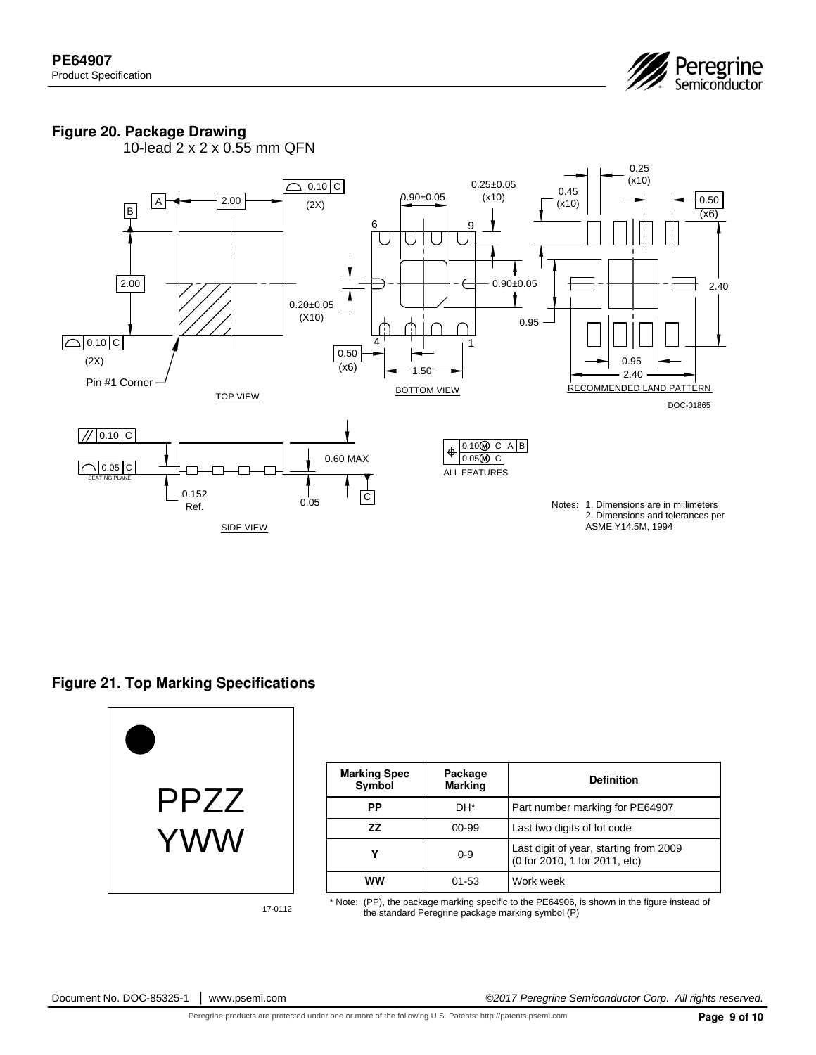## Figure 20. Package Drawing

10-lead 2 x 2 x 0.55 mm QFN

TOP VIEW

BOTTOM VIEW

RECOMMENDED LAND PATTERN

DOC-01865

SIDE VIEW

ALL FEATURES

Notes: 1. Dimensions are in millimeters
2. Dimensions and tolerances per ASME Y14.5M, 1994

## Figure 21. Top Marking Specifications

PPZZ
YWW

17-0112

| Marking Spec Symbol | Package Marking | Definition |
|---|---|---|
| PP | DH* | Part number marking for PE64907 |
| ZZ | 00-99 | Last two digits of lot code |
| Y | 0-9 | Last digit of year, starting from 2009 (0 for 2010, 1 for 2011, etc) |
| WW | 01-53 | Work week |

* Note: (PP), the package marking specific to the PE64906, is shown in the figure instead of the standard Peregrine package marking symbol (P)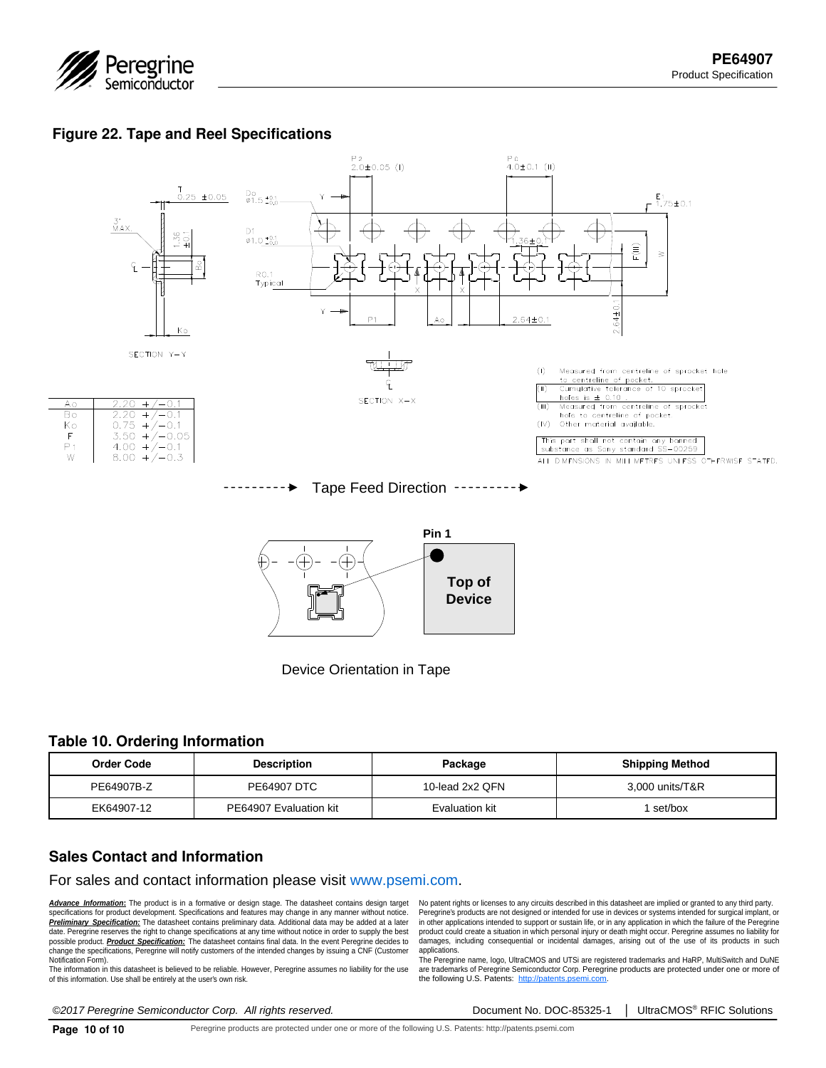## Figure 22. Tape and Reel Specifications

T
0.25 ±0.05

Do
ø1.5 +0.1/-0.0

P2
2.0±0.05 (I)

P0
4.0±0.1 (II)

E
1.75±0.1

3° MAX.

1.36 ±0.1

D1
ø1.0 +0.1/-0.0

1.36±0.1

F(III)

W

R0.1
Typical

Bo

Ko

SECTION Y–Y

P1

Ao

2.54±0.1

2.64±0.1

SECTION X–X

| | |
|---|---|
| Ao | 2.20 +/−0.1 |
| Bo | 2.20 +/−0.1 |
| Ko | 0.75 +/−0.1 |
| F | 3.50 +/−0.05 |
| P1 | 4.00 +/−0.1 |
| W | 8.00 +/−0.3 |

(I) Measured from centreline of sprocket hole to centreline of pocket.
(II) Cumulative tolerance of 10 sprocket holes is ± 0.10
(III) Measured from centreline of sprocket hole to centreline of pocket
(IV) Other material available.

This part shall not contain any banned substance as Sony standard SS-00259

ALL DIMENSIONS IN MILLIMETRES UNLESS OTHERWISE STATED.

Tape Feed Direction

Pin 1

Top of Device

Device Orientation in Tape

## Table 10. Ordering Information

| Order Code | Description | Package | Shipping Method |
|---|---|---|---|
| PE64907B-Z | PE64907 DTC | 10-lead 2x2 QFN | 3,000 units/T&R |
| EK64907-12 | PE64907 Evaluation kit | Evaluation kit | 1 set/box |

## Sales Contact and Information

For sales and contact information please visit www.psemi.com.

***Advance Information:*** The product is in a formative or design stage. The datasheet contains design target specifications for product development. Specifications and features may change in any manner without notice. ***Preliminary Specification:*** The datasheet contains preliminary data. Additional data may be added at a later date. Peregrine reserves the right to change specifications at any time without notice in order to supply the best possible product. ***Product Specification:*** The datasheet contains final data. In the event Peregrine decides to change the specifications, Peregrine will notify customers of the intended changes by issuing a CNF (Customer Notification Form).

The information in this datasheet is believed to be reliable. However, Peregrine assumes no liability for the use of this information. Use shall be entirely at the user's own risk.

No patent rights or licenses to any circuits described in this datasheet are implied or granted to any third party. Peregrine's products are not designed or intended for use in devices or systems intended for surgical implant, or in other applications intended to support or sustain life, or in any application in which the failure of the Peregrine product could create a situation in which personal injury or death might occur. Peregrine assumes no liability for damages, including consequential or incidental damages, arising out of the use of its products in such applications.

The Peregrine name, logo, UltraCMOS and UTSi are registered trademarks and HaRP, MultiSwitch and DuNE are trademarks of Peregrine Semiconductor Corp. Peregrine products are protected under one or more of the following U.S. Patents: http://patents.psemi.com.

*©2017 Peregrine Semiconductor Corp. All rights reserved.* Document No. DOC-85325-1 | UltraCMOS® RFIC Solutions